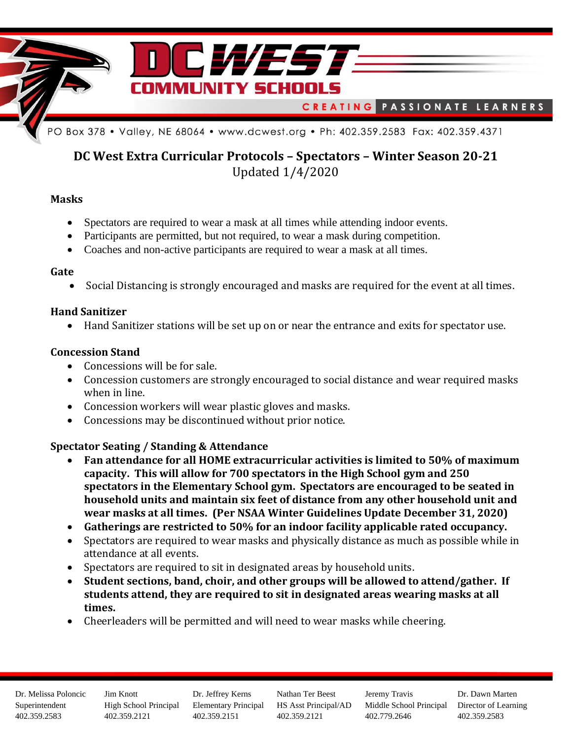# DC WEST COMMUNITY SCHOOLS

CREATING PASSIONATE LEARNERS

PO Box 378 • Valley, NE 68064 • www.dcwest.org • Ph: 402.359.2583 Fax: 402.359.4371

## DC West Extra Curricular Protocols – Spectators – Winter Season 20-21

Updated 1/4/2020

### Masks

- Spectators are required to wear a mask at all times while attending indoor events.
- Participants are permitted, but not required, to wear a mask during competition.
- Coaches and non-active participants are required to wear a mask at all times.

### Gate

- Social Distancing is strongly encouraged and masks are required for the event at all times.

### Hand Sanitizer

- Hand Sanitizer stations will be set up on or near the entrance and exits for spectator use.

### Concession Stand

- Concessions will be for sale.
- Concession customers are strongly encouraged to social distance and wear required masks when in line.
- Concession workers will wear plastic gloves and masks.
- Concessions may be discontinued without prior notice.

### Spectator Seating / Standing & Attendance

- **Fan attendance for all HOME extracurricular activities is limited to 50% of maximum capacity. This will allow for 700 spectators in the High School gym and 250 spectators in the Elementary School gym. Spectators are encouraged to be seated in household units and maintain six feet of distance from any other household unit and wear masks at all times. (Per NSAA Winter Guidelines Update December 31, 2020)**
- **Gatherings are restricted to 50% for an indoor facility applicable rated occupancy.**
- Spectators are required to wear masks and physically distance as much as possible while in attendance at all events.
- Spectators are required to sit in designated areas by household units.
- **Student sections, band, choir, and other groups will be allowed to attend/gather. If students attend, they are required to sit in designated areas wearing masks at all times.**
- Cheerleaders will be permitted and will need to wear masks while cheering.

| Dr. Melissa Poloncic | Jim Knott | Dr. Jeffrey Kerns | Nathan Ter Beest | Jeremy Travis | Dr. Dawn Marten |
|---|---|---|---|---|---|
| Superintendent | High School Principal | Elementary Principal | HS Asst Principal/AD | Middle School Principal | Director of Learning |
| 402.359.2583 | 402.359.2121 | 402.359.2151 | 402.359.2121 | 402.779.2646 | 402.359.2583 |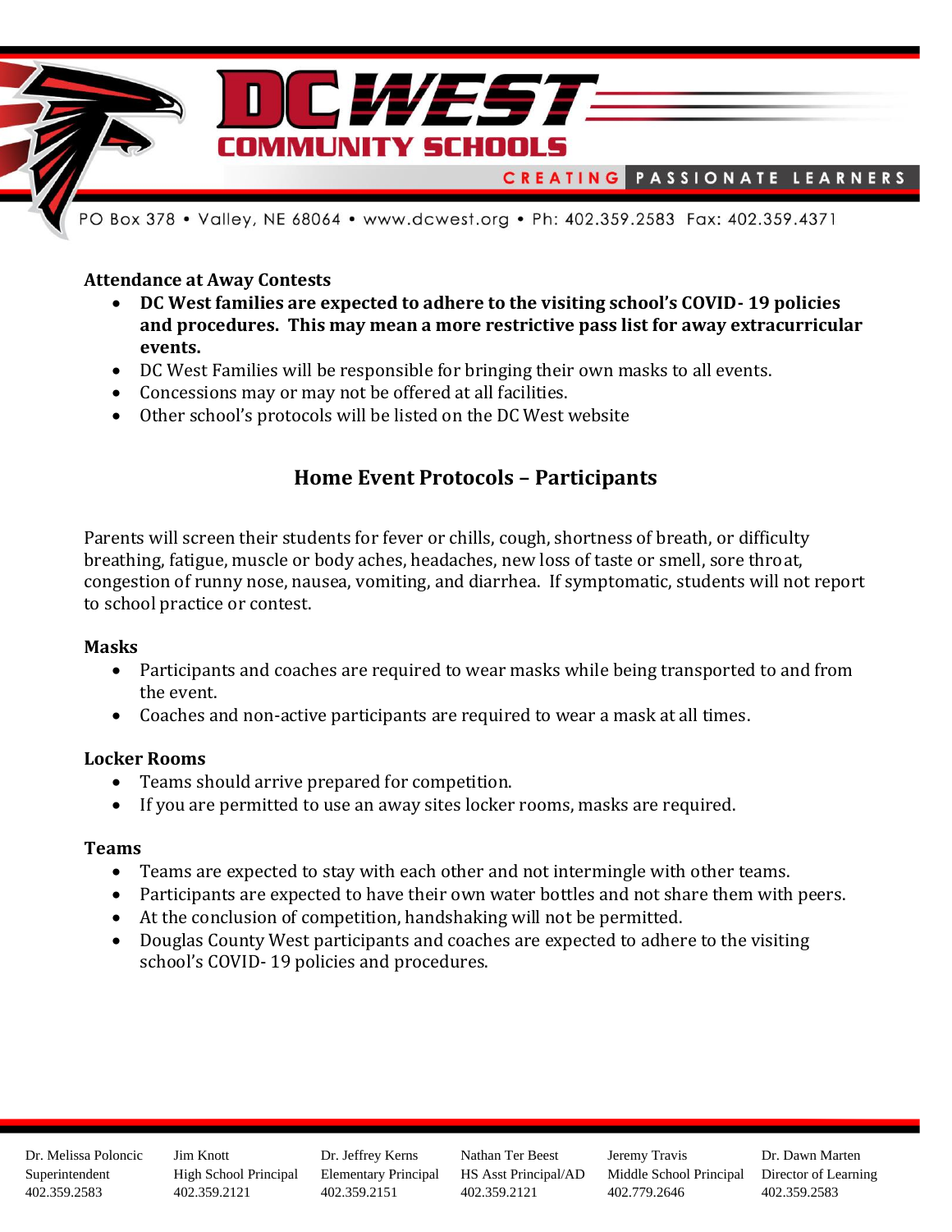**Attendance at Away Contests**

- **DC West families are expected to adhere to the visiting school's COVID- 19 policies and procedures. This may mean a more restrictive pass list for away extracurricular events.**
- DC West Families will be responsible for bringing their own masks to all events.
- Concessions may or may not be offered at all facilities.
- Other school's protocols will be listed on the DC West website

## Home Event Protocols – Participants

Parents will screen their students for fever or chills, cough, shortness of breath, or difficulty breathing, fatigue, muscle or body aches, headaches, new loss of taste or smell, sore throat, congestion of runny nose, nausea, vomiting, and diarrhea. If symptomatic, students will not report to school practice or contest.

**Masks**

- Participants and coaches are required to wear masks while being transported to and from the event.
- Coaches and non-active participants are required to wear a mask at all times.

**Locker Rooms**

- Teams should arrive prepared for competition.
- If you are permitted to use an away sites locker rooms, masks are required.

**Teams**

- Teams are expected to stay with each other and not intermingle with other teams.
- Participants are expected to have their own water bottles and not share them with peers.
- At the conclusion of competition, handshaking will not be permitted.
- Douglas County West participants and coaches are expected to adhere to the visiting school's COVID- 19 policies and procedures.